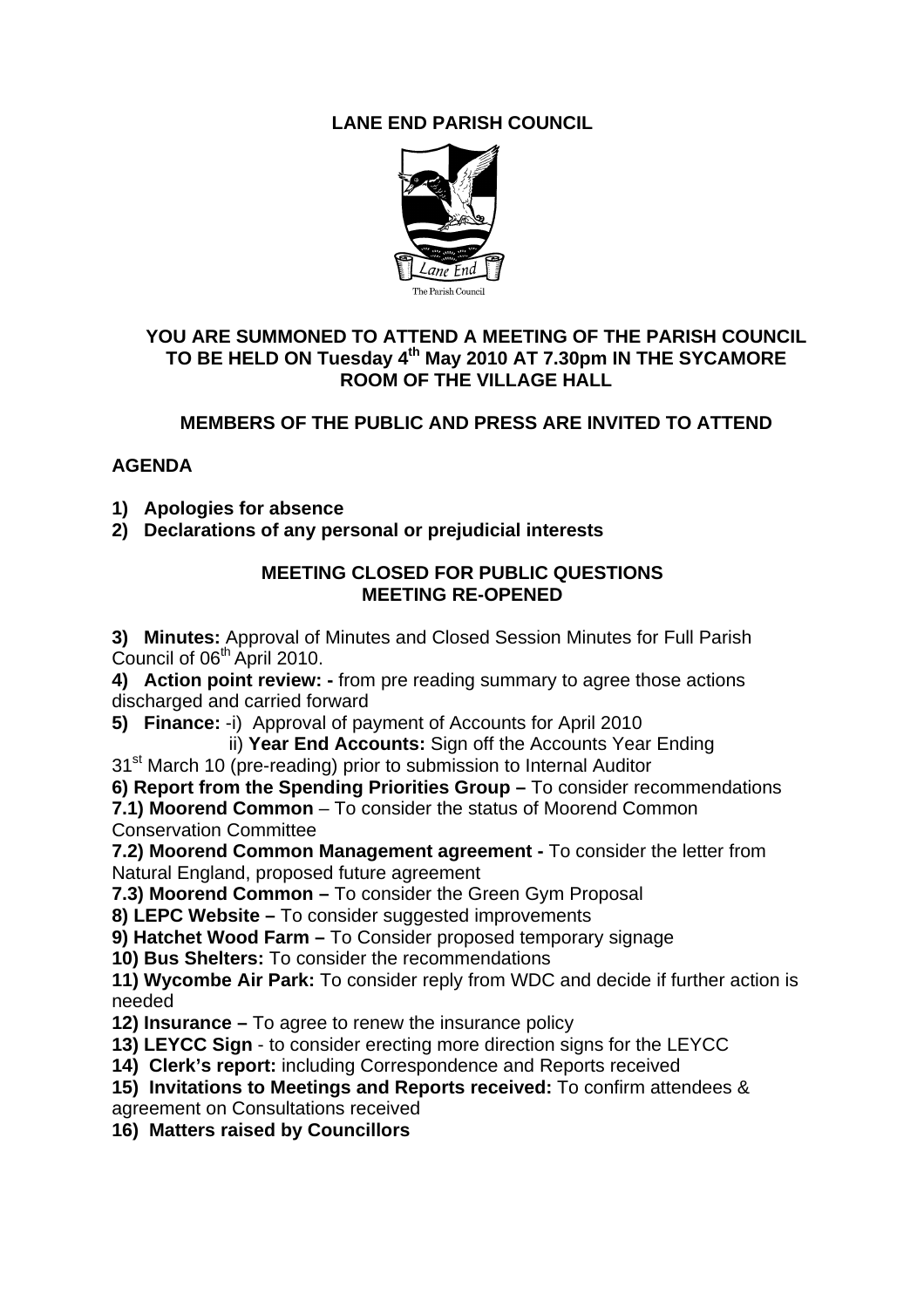# LANE END PARISH COUNCIL

## YOU ARE SUMMONED TO ATTEND A MEETING OF THE PARISH COUNCIL TO BE HELD ON Tuesday 4th May 2010 AT 7.30pm IN THE SYCAMORE ROOM OF THE VILLAGE HALL

### MEMBERS OF THE PUBLIC AND PRESS ARE INVITED TO ATTEND

**AGENDA**

1) **Apologies for absence**
2) **Declarations of any personal or prejudicial interests**

**MEETING CLOSED FOR PUBLIC QUESTIONS**
**MEETING RE-OPENED**

**3) Minutes:** Approval of Minutes and Closed Session Minutes for Full Parish Council of 06th April 2010.

**4) Action point review: -** from pre reading summary to agree those actions discharged and carried forward

**5) Finance:** -i) Approval of payment of Accounts for April 2010
ii) **Year End Accounts:** Sign off the Accounts Year Ending 31st March 10 (pre-reading) prior to submission to Internal Auditor

**6) Report from the Spending Priorities Group –** To consider recommendations

**7.1) Moorend Common** – To consider the status of Moorend Common Conservation Committee

**7.2) Moorend Common Management agreement -** To consider the letter from Natural England, proposed future agreement

**7.3) Moorend Common –** To consider the Green Gym Proposal

**8) LEPC Website –** To consider suggested improvements

**9) Hatchet Wood Farm –** To Consider proposed temporary signage

**10) Bus Shelters:** To consider the recommendations

**11) Wycombe Air Park:** To consider reply from WDC and decide if further action is needed

**12) Insurance –** To agree to renew the insurance policy

**13) LEYCC Sign** - to consider erecting more direction signs for the LEYCC

**14) Clerk's report:** including Correspondence and Reports received

**15) Invitations to Meetings and Reports received:** To confirm attendees & agreement on Consultations received

**16) Matters raised by Councillors**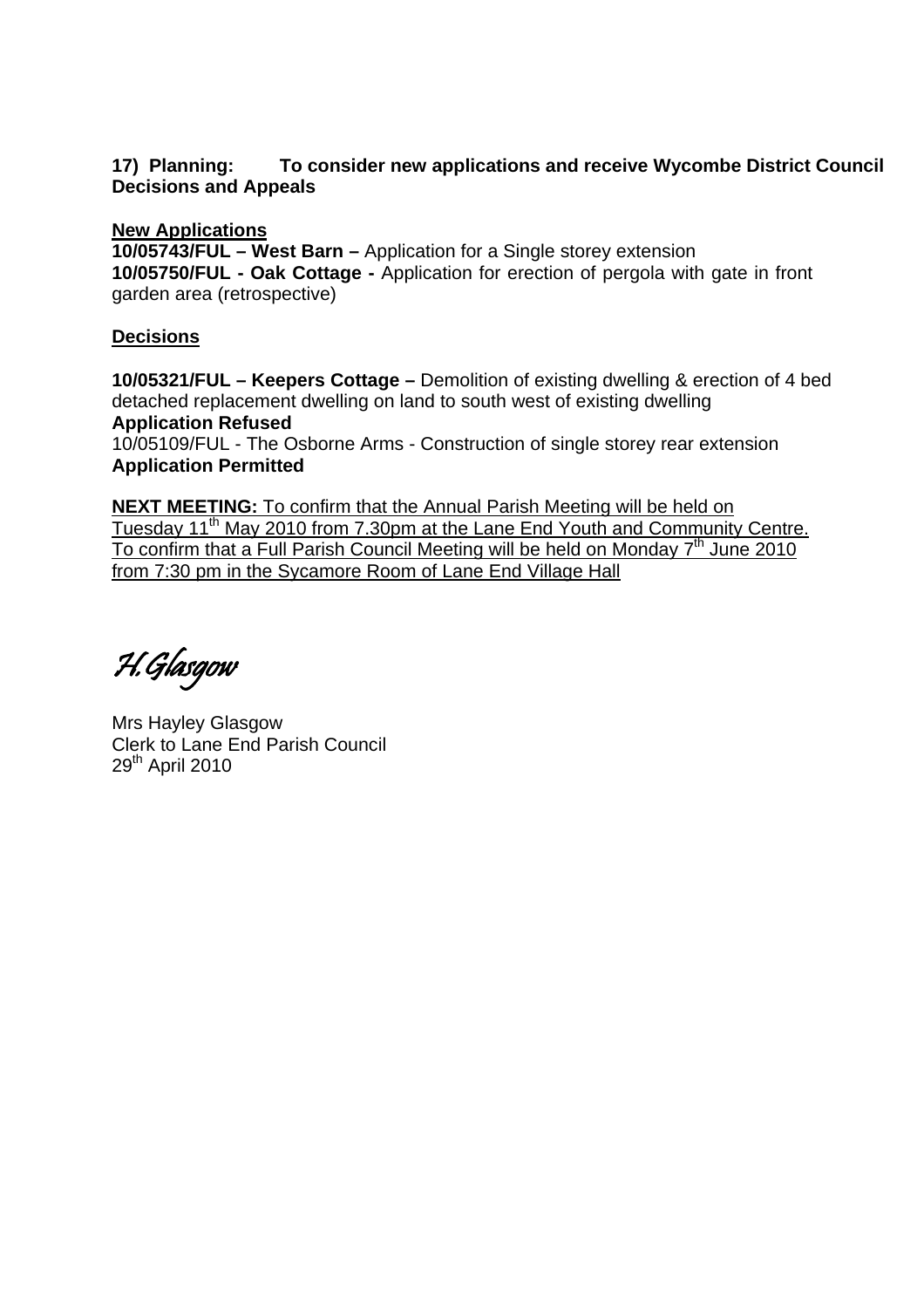**17) Planning: To consider new applications and receive Wycombe District Council Decisions and Appeals**

**New Applications**

**10/05743/FUL – West Barn –** Application for a Single storey extension
**10/05750/FUL - Oak Cottage -** Application for erection of pergola with gate in front garden area (retrospective)

**Decisions**

**10/05321/FUL – Keepers Cottage –** Demolition of existing dwelling & erection of 4 bed detached replacement dwelling on land to south west of existing dwelling
**Application Refused**
10/05109/FUL - The Osborne Arms - Construction of single storey rear extension
**Application Permitted**

**NEXT MEETING:** To confirm that the Annual Parish Meeting will be held on Tuesday 11th May 2010 from 7.30pm at the Lane End Youth and Community Centre. To confirm that a Full Parish Council Meeting will be held on Monday 7th June 2010 from 7:30 pm in the Sycamore Room of Lane End Village Hall

*H.Glasgow*

Mrs Hayley Glasgow
Clerk to Lane End Parish Council
29th April 2010